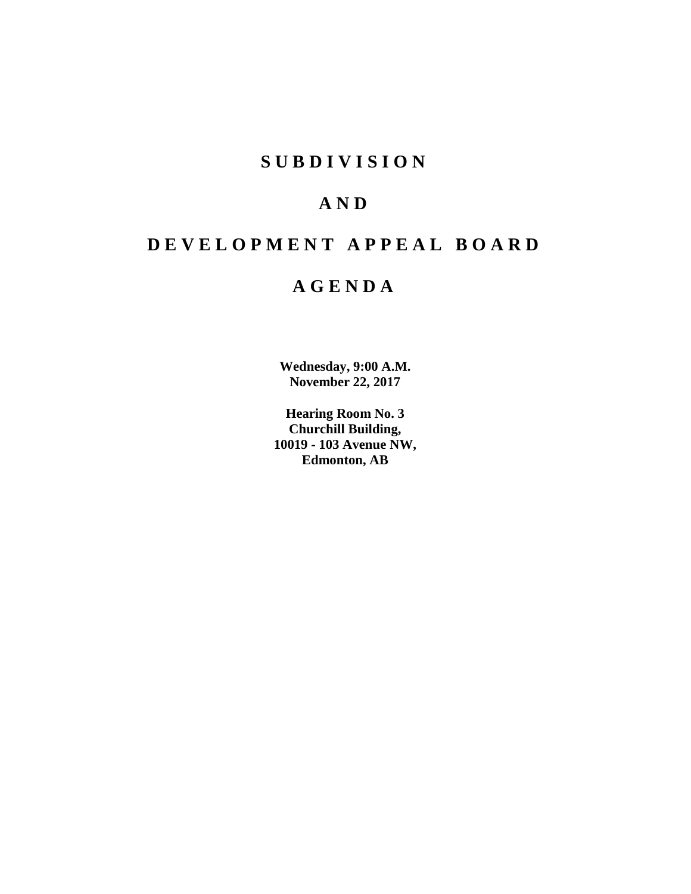# SUBDIVISION

# AND

# DEVELOPMENT APPEAL BOARD

# AGENDA

**Wednesday, 9:00 A.M.**
**November 22, 2017**

**Hearing Room No. 3**
**Churchill Building,**
**10019 - 103 Avenue NW,**
**Edmonton, AB**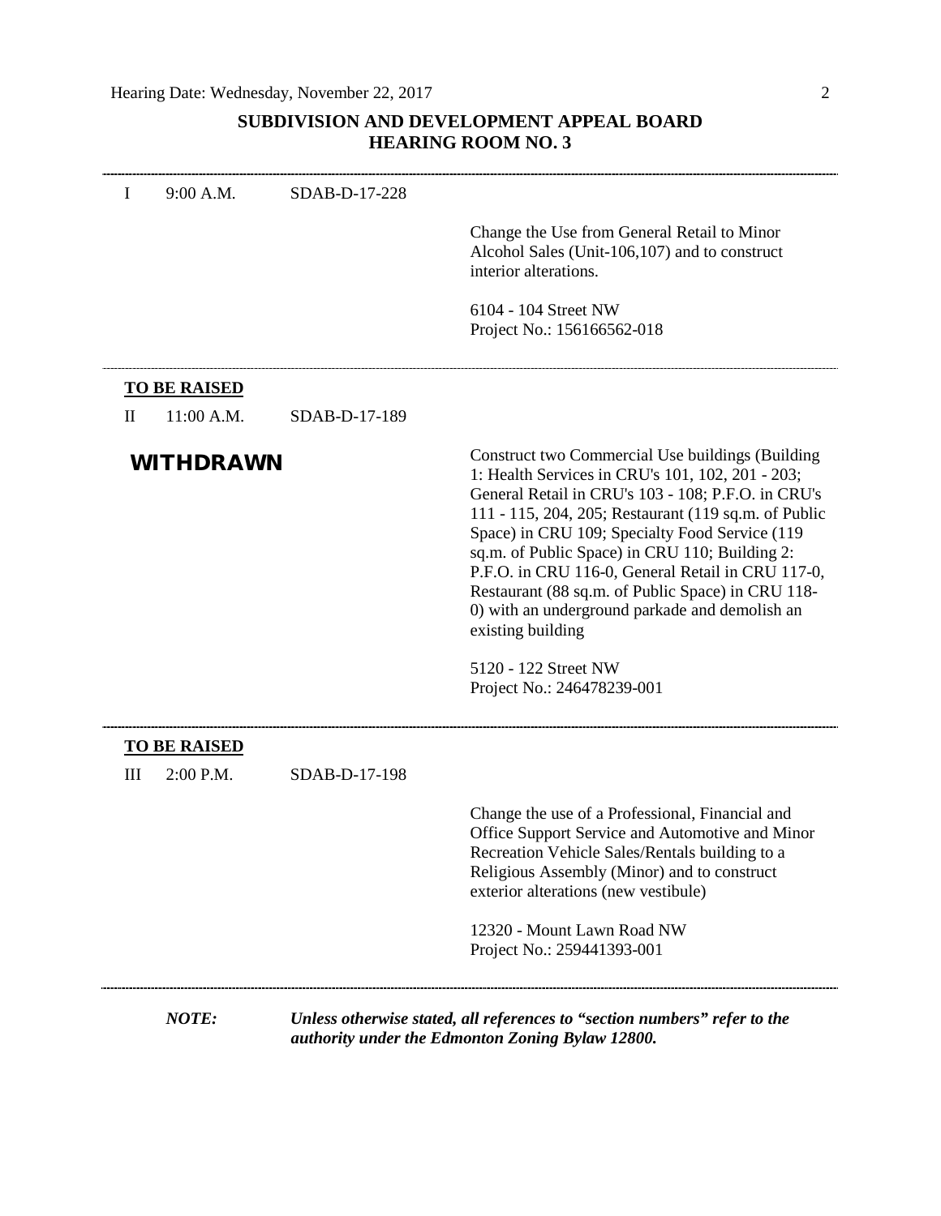## SUBDIVISION AND DEVELOPMENT APPEAL BOARD
## HEARING ROOM NO. 3

---

I 9:00 A.M. SDAB-D-17-228

Change the Use from General Retail to Minor Alcohol Sales (Unit-106,107) and to construct interior alterations.

6104 - 104 Street NW
Project No.: 156166562-018

---

**TO BE RAISED**

II 11:00 A.M. SDAB-D-17-189

**WITHDRAWN**

Construct two Commercial Use buildings (Building 1: Health Services in CRU's 101, 102, 201 - 203; General Retail in CRU's 103 - 108; P.F.O. in CRU's 111 - 115, 204, 205; Restaurant (119 sq.m. of Public Space) in CRU 109; Specialty Food Service (119 sq.m. of Public Space) in CRU 110; Building 2: P.F.O. in CRU 116-0, General Retail in CRU 117-0, Restaurant (88 sq.m. of Public Space) in CRU 118-0) with an underground parkade and demolish an existing building

5120 - 122 Street NW
Project No.: 246478239-001

---

**TO BE RAISED**

III 2:00 P.M. SDAB-D-17-198

Change the use of a Professional, Financial and Office Support Service and Automotive and Minor Recreation Vehicle Sales/Rentals building to a Religious Assembly (Minor) and to construct exterior alterations (new vestibule)

12320 - Mount Lawn Road NW
Project No.: 259441393-001

---

***NOTE:*** ***Unless otherwise stated, all references to "section numbers" refer to the authority under the Edmonton Zoning Bylaw 12800.***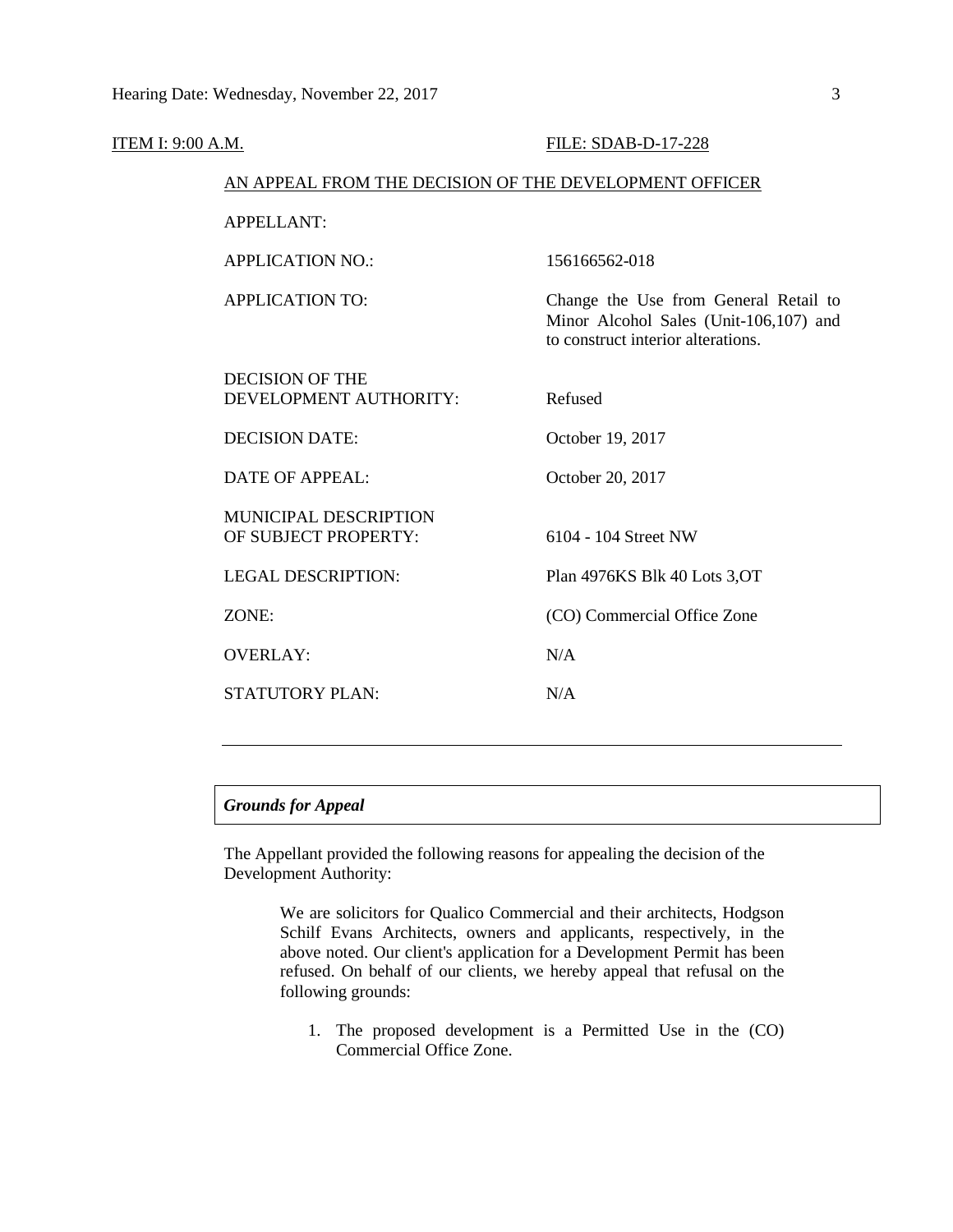ITEM I: 9:00 A.M. FILE: SDAB-D-17-228

AN APPEAL FROM THE DECISION OF THE DEVELOPMENT OFFICER

| | |
|---|---|
| APPELLANT: | |
| APPLICATION NO.: | 156166562-018 |
| APPLICATION TO: | Change the Use from General Retail to Minor Alcohol Sales (Unit-106,107) and to construct interior alterations. |
| DECISION OF THE DEVELOPMENT AUTHORITY: | Refused |
| DECISION DATE: | October 19, 2017 |
| DATE OF APPEAL: | October 20, 2017 |
| MUNICIPAL DESCRIPTION OF SUBJECT PROPERTY: | 6104 - 104 Street NW |
| LEGAL DESCRIPTION: | Plan 4976KS Blk 40 Lots 3,OT |
| ZONE: | (CO) Commercial Office Zone |
| OVERLAY: | N/A |
| STATUTORY PLAN: | N/A |

---

***Grounds for Appeal***

The Appellant provided the following reasons for appealing the decision of the Development Authority:

> We are solicitors for Qualico Commercial and their architects, Hodgson Schilf Evans Architects, owners and applicants, respectively, in the above noted. Our client's application for a Development Permit has been refused. On behalf of our clients, we hereby appeal that refusal on the following grounds:
>
> 1. The proposed development is a Permitted Use in the (CO) Commercial Office Zone.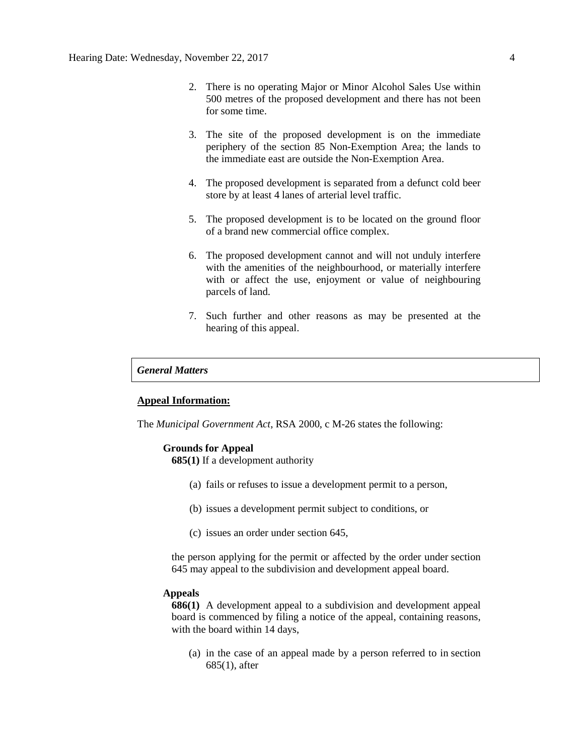2. There is no operating Major or Minor Alcohol Sales Use within 500 metres of the proposed development and there has not been for some time.

3. The site of the proposed development is on the immediate periphery of the section 85 Non-Exemption Area; the lands to the immediate east are outside the Non-Exemption Area.

4. The proposed development is separated from a defunct cold beer store by at least 4 lanes of arterial level traffic.

5. The proposed development is to be located on the ground floor of a brand new commercial office complex.

6. The proposed development cannot and will not unduly interfere with the amenities of the neighbourhood, or materially interfere with or affect the use, enjoyment or value of neighbouring parcels of land.

7. Such further and other reasons as may be presented at the hearing of this appeal.

## *General Matters*

**Appeal Information:**

The *Municipal Government Act*, RSA 2000, c M-26 states the following:

**Grounds for Appeal**

**685(1)** If a development authority

(a) fails or refuses to issue a development permit to a person,

(b) issues a development permit subject to conditions, or

(c) issues an order under section 645,

the person applying for the permit or affected by the order under section 645 may appeal to the subdivision and development appeal board.

**Appeals**

**686(1)** A development appeal to a subdivision and development appeal board is commenced by filing a notice of the appeal, containing reasons, with the board within 14 days,

(a) in the case of an appeal made by a person referred to in section 685(1), after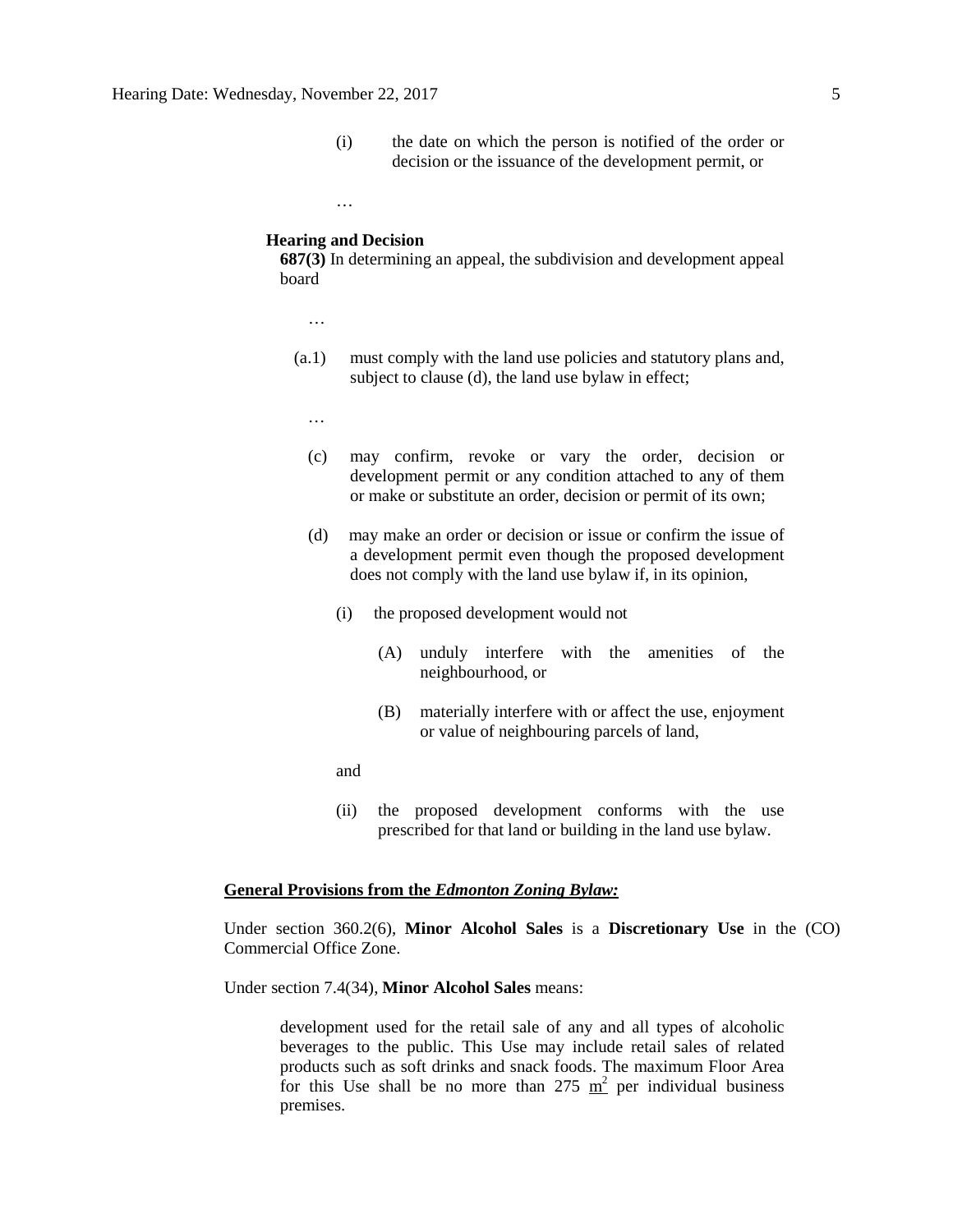(i) the date on which the person is notified of the order or decision or the issuance of the development permit, or

…

**Hearing and Decision**

**687(3)** In determining an appeal, the subdivision and development appeal board

…

(a.1) must comply with the land use policies and statutory plans and, subject to clause (d), the land use bylaw in effect;

…

(c) may confirm, revoke or vary the order, decision or development permit or any condition attached to any of them or make or substitute an order, decision or permit of its own;

(d) may make an order or decision or issue or confirm the issue of a development permit even though the proposed development does not comply with the land use bylaw if, in its opinion,

(i) the proposed development would not

(A) unduly interfere with the amenities of the neighbourhood, or

(B) materially interfere with or affect the use, enjoyment or value of neighbouring parcels of land,

and

(ii) the proposed development conforms with the use prescribed for that land or building in the land use bylaw.

**General Provisions from the *Edmonton Zoning Bylaw:***

Under section 360.2(6), **Minor Alcohol Sales** is a **Discretionary Use** in the (CO) Commercial Office Zone.

Under section 7.4(34), **Minor Alcohol Sales** means:

> development used for the retail sale of any and all types of alcoholic beverages to the public. This Use may include retail sales of related products such as soft drinks and snack foods. The maximum Floor Area for this Use shall be no more than 275 $m^2$ per individual business premises.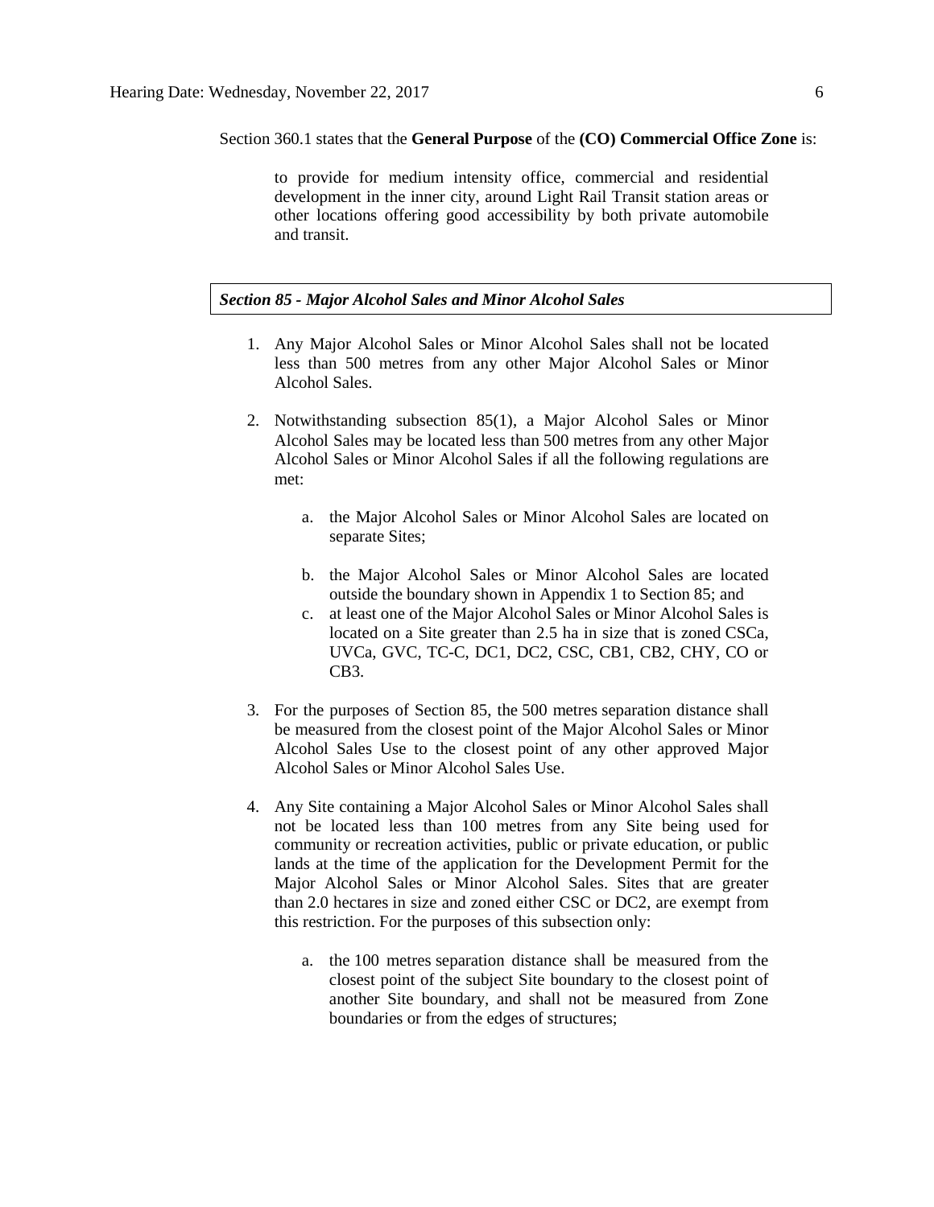Section 360.1 states that the **General Purpose** of the **(CO) Commercial Office Zone** is:

> to provide for medium intensity office, commercial and residential development in the inner city, around Light Rail Transit station areas or other locations offering good accessibility by both private automobile and transit.

***Section 85 - Major Alcohol Sales and Minor Alcohol Sales***

1. Any Major Alcohol Sales or Minor Alcohol Sales shall not be located less than 500 metres from any other Major Alcohol Sales or Minor Alcohol Sales.

2. Notwithstanding subsection 85(1), a Major Alcohol Sales or Minor Alcohol Sales may be located less than 500 metres from any other Major Alcohol Sales or Minor Alcohol Sales if all the following regulations are met:

   a. the Major Alcohol Sales or Minor Alcohol Sales are located on separate Sites;

   b. the Major Alcohol Sales or Minor Alcohol Sales are located outside the boundary shown in Appendix 1 to Section 85; and

   c. at least one of the Major Alcohol Sales or Minor Alcohol Sales is located on a Site greater than 2.5 ha in size that is zoned CSCa, UVCa, GVC, TC-C, DC1, DC2, CSC, CB1, CB2, CHY, CO or CB3.

3. For the purposes of Section 85, the 500 metres separation distance shall be measured from the closest point of the Major Alcohol Sales or Minor Alcohol Sales Use to the closest point of any other approved Major Alcohol Sales or Minor Alcohol Sales Use.

4. Any Site containing a Major Alcohol Sales or Minor Alcohol Sales shall not be located less than 100 metres from any Site being used for community or recreation activities, public or private education, or public lands at the time of the application for the Development Permit for the Major Alcohol Sales or Minor Alcohol Sales. Sites that are greater than 2.0 hectares in size and zoned either CSC or DC2, are exempt from this restriction. For the purposes of this subsection only:

   a. the 100 metres separation distance shall be measured from the closest point of the subject Site boundary to the closest point of another Site boundary, and shall not be measured from Zone boundaries or from the edges of structures;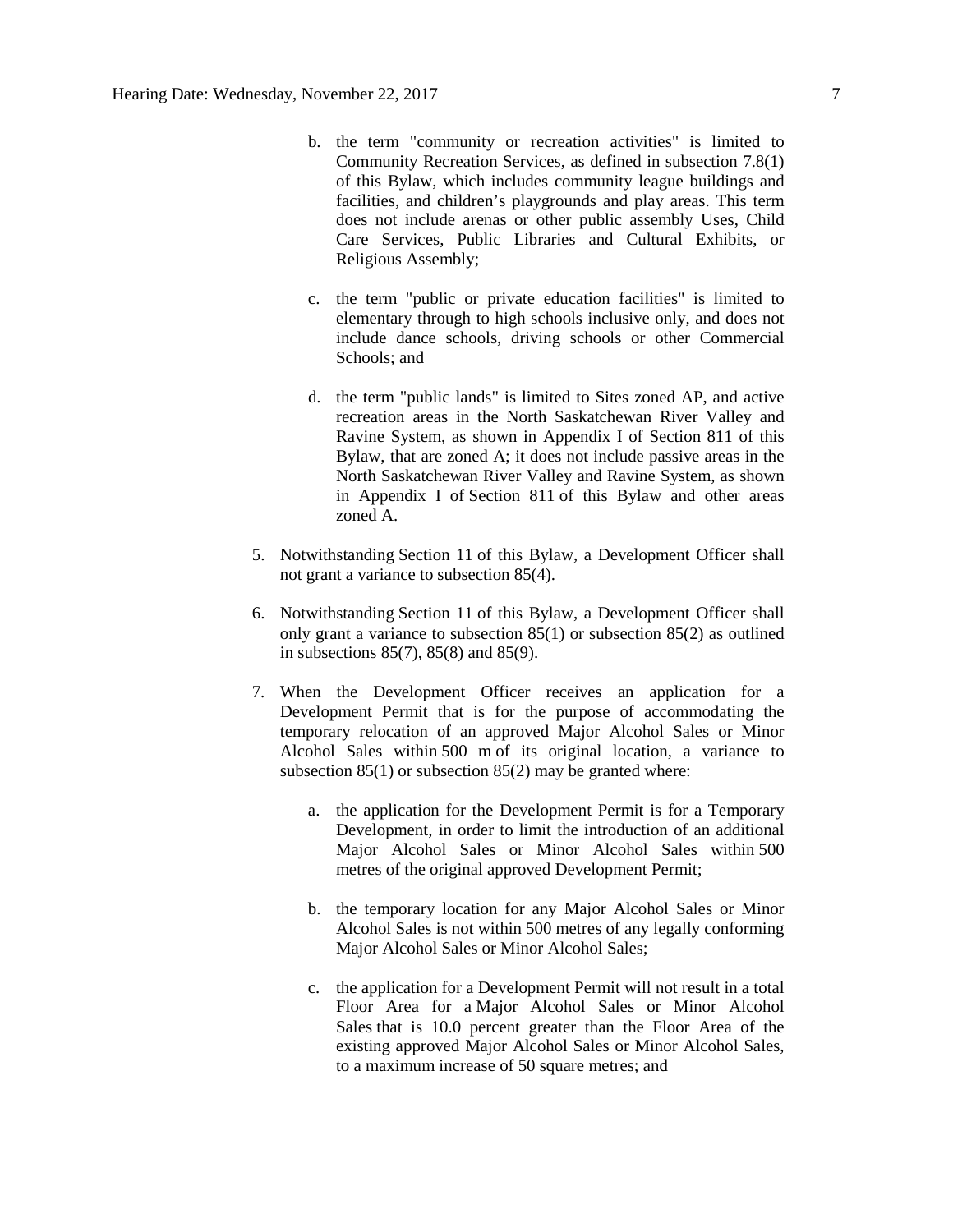b. the term "community or recreation activities" is limited to Community Recreation Services, as defined in subsection 7.8(1) of this Bylaw, which includes community league buildings and facilities, and children's playgrounds and play areas. This term does not include arenas or other public assembly Uses, Child Care Services, Public Libraries and Cultural Exhibits, or Religious Assembly;

c. the term "public or private education facilities" is limited to elementary through to high schools inclusive only, and does not include dance schools, driving schools or other Commercial Schools; and

d. the term "public lands" is limited to Sites zoned AP, and active recreation areas in the North Saskatchewan River Valley and Ravine System, as shown in Appendix I of Section 811 of this Bylaw, that are zoned A; it does not include passive areas in the North Saskatchewan River Valley and Ravine System, as shown in Appendix I of Section 811 of this Bylaw and other areas zoned A.

5. Notwithstanding Section 11 of this Bylaw, a Development Officer shall not grant a variance to subsection 85(4).

6. Notwithstanding Section 11 of this Bylaw, a Development Officer shall only grant a variance to subsection 85(1) or subsection 85(2) as outlined in subsections 85(7), 85(8) and 85(9).

7. When the Development Officer receives an application for a Development Permit that is for the purpose of accommodating the temporary relocation of an approved Major Alcohol Sales or Minor Alcohol Sales within 500 m of its original location, a variance to subsection 85(1) or subsection 85(2) may be granted where:

   a. the application for the Development Permit is for a Temporary Development, in order to limit the introduction of an additional Major Alcohol Sales or Minor Alcohol Sales within 500 metres of the original approved Development Permit;

   b. the temporary location for any Major Alcohol Sales or Minor Alcohol Sales is not within 500 metres of any legally conforming Major Alcohol Sales or Minor Alcohol Sales;

   c. the application for a Development Permit will not result in a total Floor Area for a Major Alcohol Sales or Minor Alcohol Sales that is 10.0 percent greater than the Floor Area of the existing approved Major Alcohol Sales or Minor Alcohol Sales, to a maximum increase of 50 square metres; and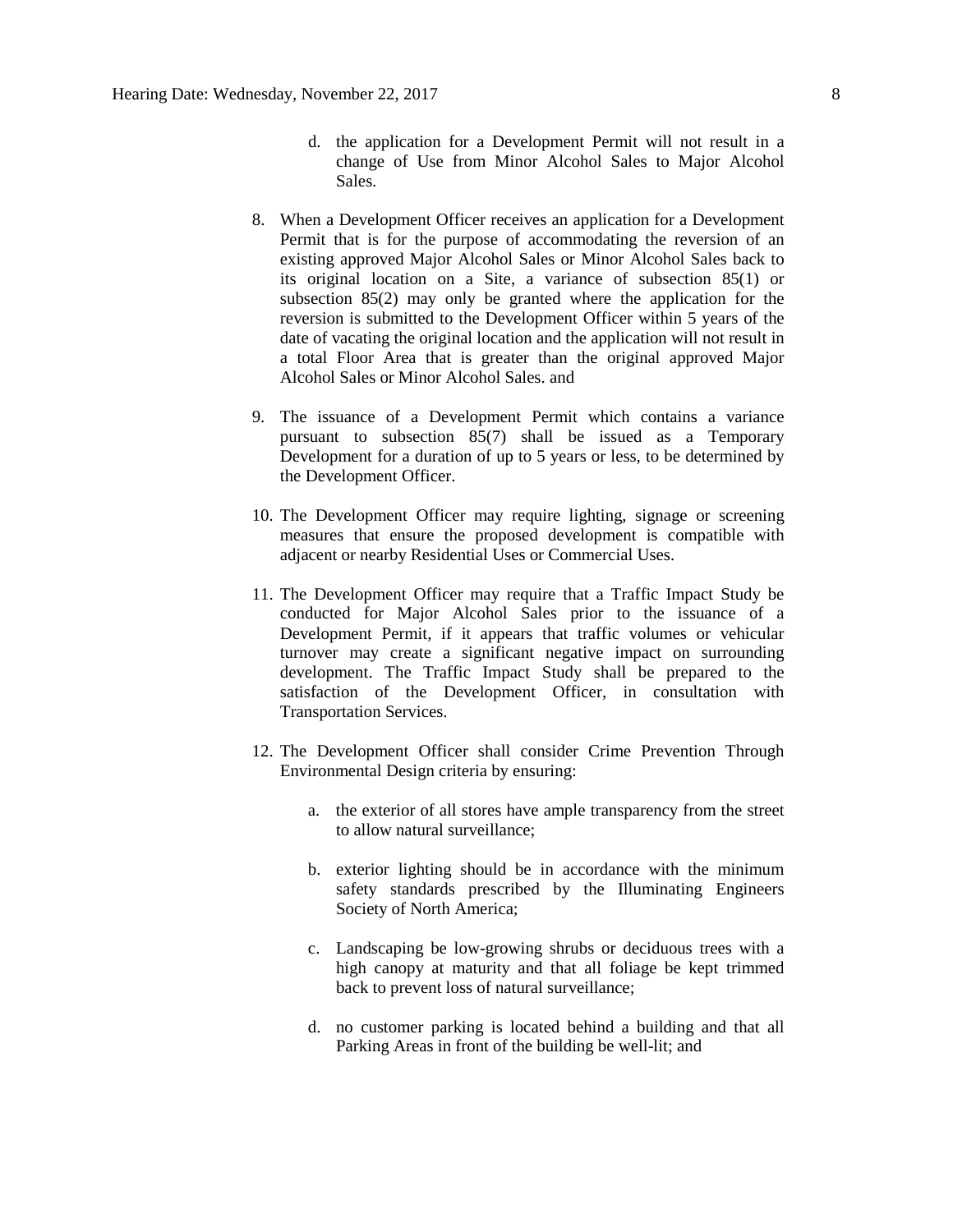d. the application for a Development Permit will not result in a change of Use from Minor Alcohol Sales to Major Alcohol Sales.

8. When a Development Officer receives an application for a Development Permit that is for the purpose of accommodating the reversion of an existing approved Major Alcohol Sales or Minor Alcohol Sales back to its original location on a Site, a variance of subsection 85(1) or subsection 85(2) may only be granted where the application for the reversion is submitted to the Development Officer within 5 years of the date of vacating the original location and the application will not result in a total Floor Area that is greater than the original approved Major Alcohol Sales or Minor Alcohol Sales. and

9. The issuance of a Development Permit which contains a variance pursuant to subsection 85(7) shall be issued as a Temporary Development for a duration of up to 5 years or less, to be determined by the Development Officer.

10. The Development Officer may require lighting, signage or screening measures that ensure the proposed development is compatible with adjacent or nearby Residential Uses or Commercial Uses.

11. The Development Officer may require that a Traffic Impact Study be conducted for Major Alcohol Sales prior to the issuance of a Development Permit, if it appears that traffic volumes or vehicular turnover may create a significant negative impact on surrounding development. The Traffic Impact Study shall be prepared to the satisfaction of the Development Officer, in consultation with Transportation Services.

12. The Development Officer shall consider Crime Prevention Through Environmental Design criteria by ensuring:

    a. the exterior of all stores have ample transparency from the street to allow natural surveillance;

    b. exterior lighting should be in accordance with the minimum safety standards prescribed by the Illuminating Engineers Society of North America;

    c. Landscaping be low-growing shrubs or deciduous trees with a high canopy at maturity and that all foliage be kept trimmed back to prevent loss of natural surveillance;

    d. no customer parking is located behind a building and that all Parking Areas in front of the building be well-lit; and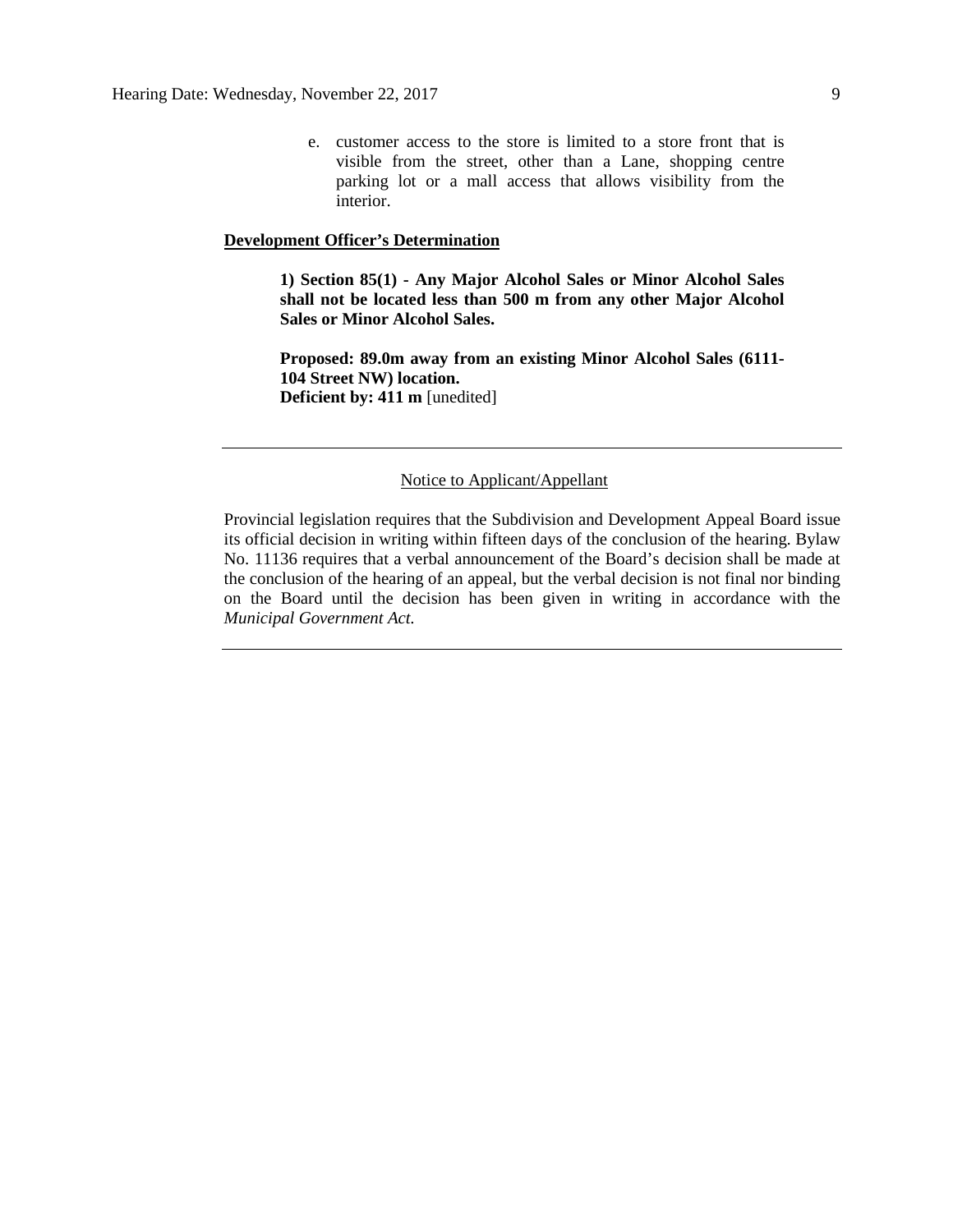e. customer access to the store is limited to a store front that is visible from the street, other than a Lane, shopping centre parking lot or a mall access that allows visibility from the interior.

**Development Officer's Determination**

**1) Section 85(1) - Any Major Alcohol Sales or Minor Alcohol Sales shall not be located less than 500 m from any other Major Alcohol Sales or Minor Alcohol Sales.**

**Proposed: 89.0m away from an existing Minor Alcohol Sales (6111-104 Street NW) location.**
**Deficient by: 411 m** [unedited]

---

Notice to Applicant/Appellant

Provincial legislation requires that the Subdivision and Development Appeal Board issue its official decision in writing within fifteen days of the conclusion of the hearing. Bylaw No. 11136 requires that a verbal announcement of the Board's decision shall be made at the conclusion of the hearing of an appeal, but the verbal decision is not final nor binding on the Board until the decision has been given in writing in accordance with the *Municipal Government Act.*

---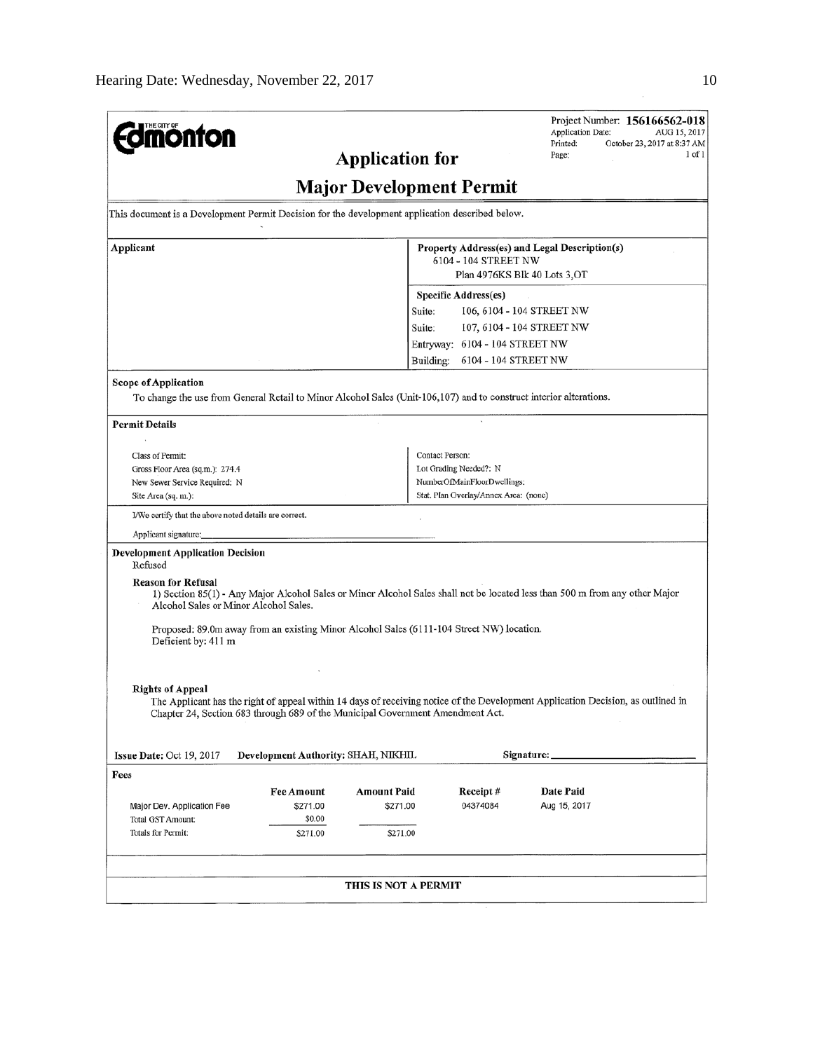**THE CITY OF Edmonton**

Project Number: **156166562-018**
Application Date: AUG 15, 2017
Printed: October 23, 2017 at 8:37 AM
Page: 1 of 1

# Application for

# Major Development Permit

This document is a Development Permit Decision for the development application described below.

| Applicant | Property Address(es) and Legal Description(s) |
|---|---|
| | 6104 - 104 STREET NW<br>Plan 4976KS Blk 40 Lots 3,OT |
| | **Specific Address(es)**<br>Suite: 106, 6104 - 104 STREET NW<br>Suite: 107, 6104 - 104 STREET NW<br>Entryway: 6104 - 104 STREET NW<br>Building: 6104 - 104 STREET NW |

**Scope of Application**

To change the use from General Retail to Minor Alcohol Sales (Unit-106,107) and to construct interior alterations.

**Permit Details**

| | |
|---|---|
| Class of Permit: | Contact Person: |
| Gross Floor Area (sq.m.): 274.4 | Lot Grading Needed?: N |
| New Sewer Service Required: N | NumberOfMainFloorDwellings: |
| Site Area (sq. m.): | Stat. Plan Overlay/Annex Area: (none) |

I/We certify that the above noted details are correct.

Applicant signature:

**Development Application Decision**

Refused

**Reason for Refusal**

1) Section 85(1) - Any Major Alcohol Sales or Minor Alcohol Sales shall not be located less than 500 m from any other Major Alcohol Sales or Minor Alcohol Sales.

Proposed: 89.0m away from an existing Minor Alcohol Sales (6111-104 Street NW) location.
Deficient by: 411 m

**Rights of Appeal**

The Applicant has the right of appeal within 14 days of receiving notice of the Development Application Decision, as outlined in Chapter 24, Section 683 through 689 of the Municipal Government Amendment Act.

**Issue Date:** Oct 19, 2017 **Development Authority:** SHAH, NIKHIL **Signature:**

**Fees**

| | Fee Amount | Amount Paid | Receipt # | Date Paid |
|---|---|---|---|---|
| Major Dev. Application Fee | $271.00 | $271.00 | 04374084 | Aug 15, 2017 |
| Total GST Amount: | $0.00 | | | |
| Totals for Permit: | $271.00 | $271.00 | | |

**THIS IS NOT A PERMIT**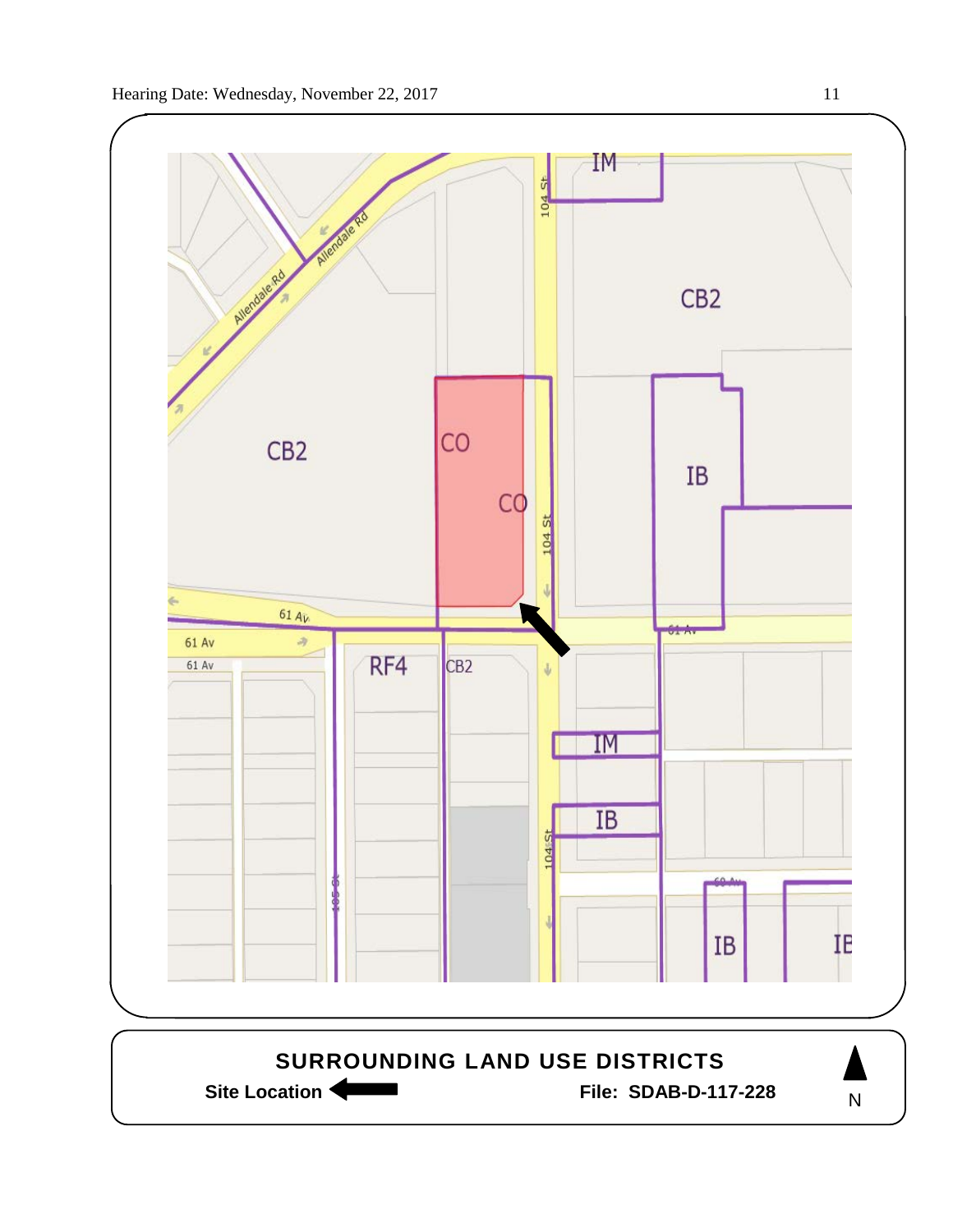**SURROUNDING LAND USE DISTRICTS**

**Site Location** ⬅

**File: SDAB-D-117-228**

N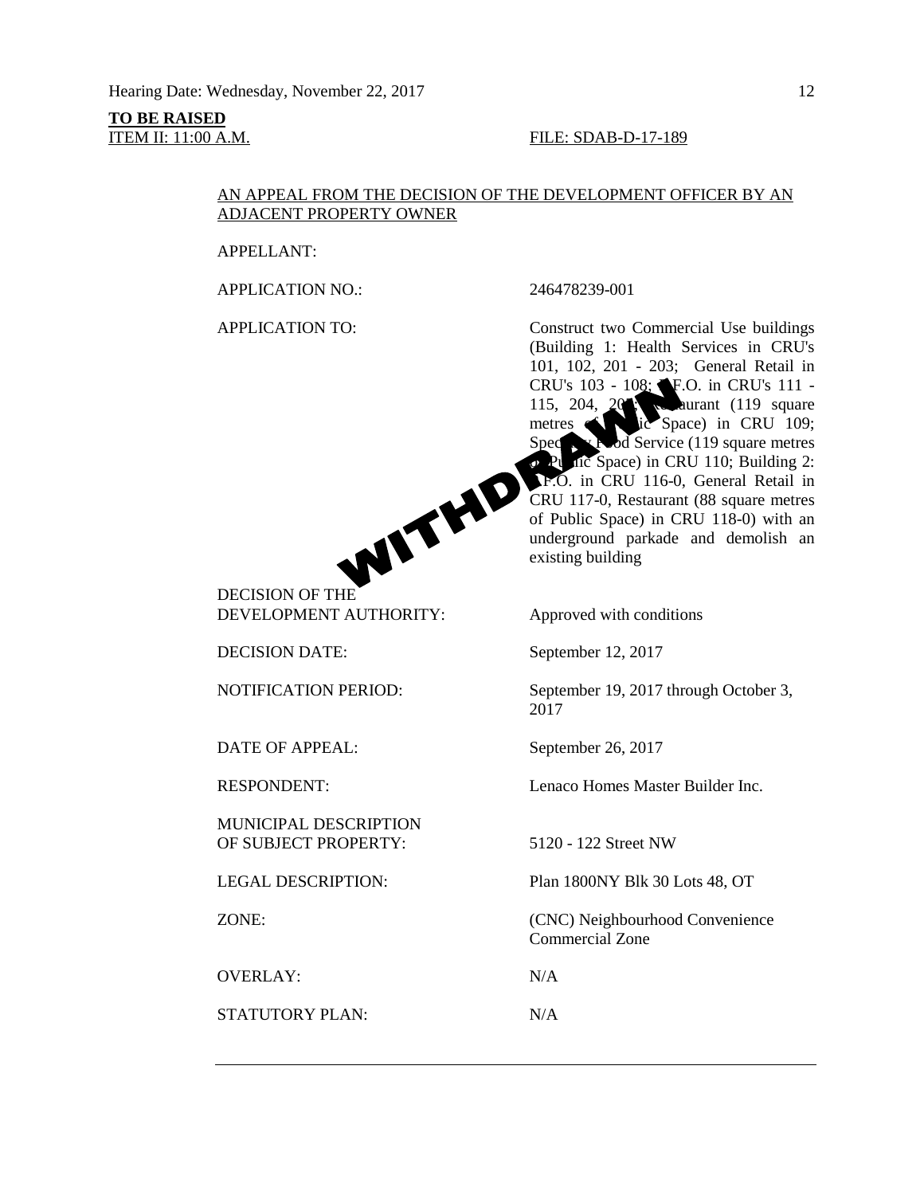Hearing Date: Wednesday, November 22, 2017

**TO BE RAISED**
ITEM II: 11:00 A.M. FILE: SDAB-D-17-189

AN APPEAL FROM THE DECISION OF THE DEVELOPMENT OFFICER BY AN ADJACENT PROPERTY OWNER

WITHDRAWN

| | |
|---|---|
| APPELLANT: | |
| APPLICATION NO.: | 246478239-001 |
| APPLICATION TO: | Construct two Commercial Use buildings (Building 1: Health Services in CRU's 101, 102, 201 - 203; General Retail in CRU's 103 - 108; B.F.O. in CRU's 111 - 115, 204, 205, Restaurant (119 square metres of Public Space) in CRU 109; Specialty Food Service (119 square metres of Public Space) in CRU 110; Building 2: B.F.O. in CRU 116-0, General Retail in CRU 117-0, Restaurant (88 square metres of Public Space) in CRU 118-0) with an underground parkade and demolish an existing building |
| DECISION OF THE DEVELOPMENT AUTHORITY: | Approved with conditions |
| DECISION DATE: | September 12, 2017 |
| NOTIFICATION PERIOD: | September 19, 2017 through October 3, 2017 |
| DATE OF APPEAL: | September 26, 2017 |
| RESPONDENT: | Lenaco Homes Master Builder Inc. |
| MUNICIPAL DESCRIPTION OF SUBJECT PROPERTY: | 5120 - 122 Street NW |
| LEGAL DESCRIPTION: | Plan 1800NY Blk 30 Lots 48, OT |
| ZONE: | (CNC) Neighbourhood Convenience Commercial Zone |
| OVERLAY: | N/A |
| STATUTORY PLAN: | N/A |

---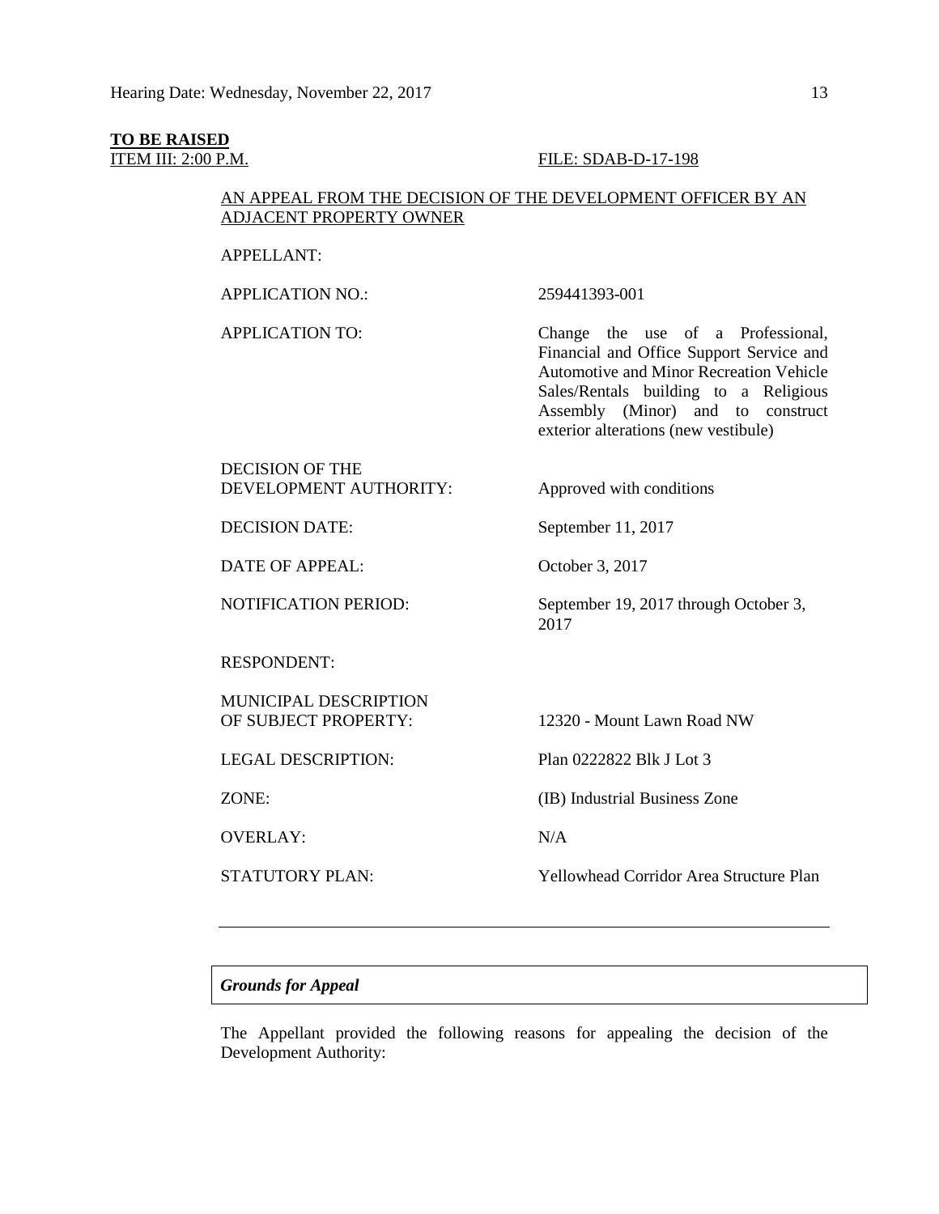**TO BE RAISED**

ITEM III: 2:00 P.M. FILE: SDAB-D-17-198

AN APPEAL FROM THE DECISION OF THE DEVELOPMENT OFFICER BY AN ADJACENT PROPERTY OWNER

| | |
|---|---|
| APPELLANT: | |
| APPLICATION NO.: | 259441393-001 |
| APPLICATION TO: | Change the use of a Professional, Financial and Office Support Service and Automotive and Minor Recreation Vehicle Sales/Rentals building to a Religious Assembly (Minor) and to construct exterior alterations (new vestibule) |
| DECISION OF THE DEVELOPMENT AUTHORITY: | Approved with conditions |
| DECISION DATE: | September 11, 2017 |
| DATE OF APPEAL: | October 3, 2017 |
| NOTIFICATION PERIOD: | September 19, 2017 through October 3, 2017 |
| RESPONDENT: | |
| MUNICIPAL DESCRIPTION OF SUBJECT PROPERTY: | 12320 - Mount Lawn Road NW |
| LEGAL DESCRIPTION: | Plan 0222822 Blk J Lot 3 |
| ZONE: | (IB) Industrial Business Zone |
| OVERLAY: | N/A |
| STATUTORY PLAN: | Yellowhead Corridor Area Structure Plan |

---

***Grounds for Appeal***

The Appellant provided the following reasons for appealing the decision of the Development Authority: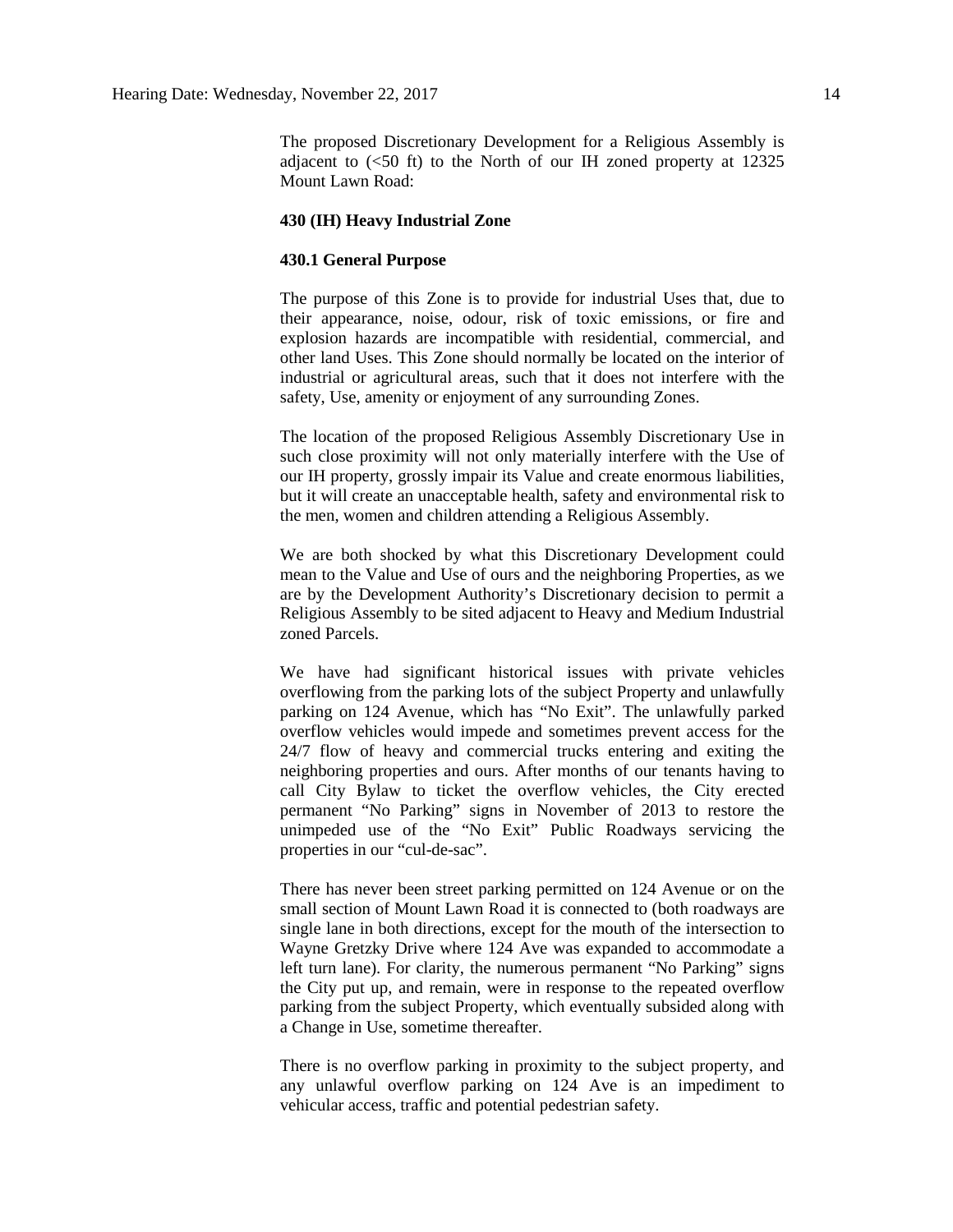The proposed Discretionary Development for a Religious Assembly is adjacent to (<50 ft) to the North of our IH zoned property at 12325 Mount Lawn Road:

**430 (IH) Heavy Industrial Zone**

**430.1 General Purpose**

The purpose of this Zone is to provide for industrial Uses that, due to their appearance, noise, odour, risk of toxic emissions, or fire and explosion hazards are incompatible with residential, commercial, and other land Uses. This Zone should normally be located on the interior of industrial or agricultural areas, such that it does not interfere with the safety, Use, amenity or enjoyment of any surrounding Zones.

The location of the proposed Religious Assembly Discretionary Use in such close proximity will not only materially interfere with the Use of our IH property, grossly impair its Value and create enormous liabilities, but it will create an unacceptable health, safety and environmental risk to the men, women and children attending a Religious Assembly.

We are both shocked by what this Discretionary Development could mean to the Value and Use of ours and the neighboring Properties, as we are by the Development Authority's Discretionary decision to permit a Religious Assembly to be sited adjacent to Heavy and Medium Industrial zoned Parcels.

We have had significant historical issues with private vehicles overflowing from the parking lots of the subject Property and unlawfully parking on 124 Avenue, which has "No Exit". The unlawfully parked overflow vehicles would impede and sometimes prevent access for the 24/7 flow of heavy and commercial trucks entering and exiting the neighboring properties and ours. After months of our tenants having to call City Bylaw to ticket the overflow vehicles, the City erected permanent "No Parking" signs in November of 2013 to restore the unimpeded use of the "No Exit" Public Roadways servicing the properties in our "cul-de-sac".

There has never been street parking permitted on 124 Avenue or on the small section of Mount Lawn Road it is connected to (both roadways are single lane in both directions, except for the mouth of the intersection to Wayne Gretzky Drive where 124 Ave was expanded to accommodate a left turn lane). For clarity, the numerous permanent "No Parking" signs the City put up, and remain, were in response to the repeated overflow parking from the subject Property, which eventually subsided along with a Change in Use, sometime thereafter.

There is no overflow parking in proximity to the subject property, and any unlawful overflow parking on 124 Ave is an impediment to vehicular access, traffic and potential pedestrian safety.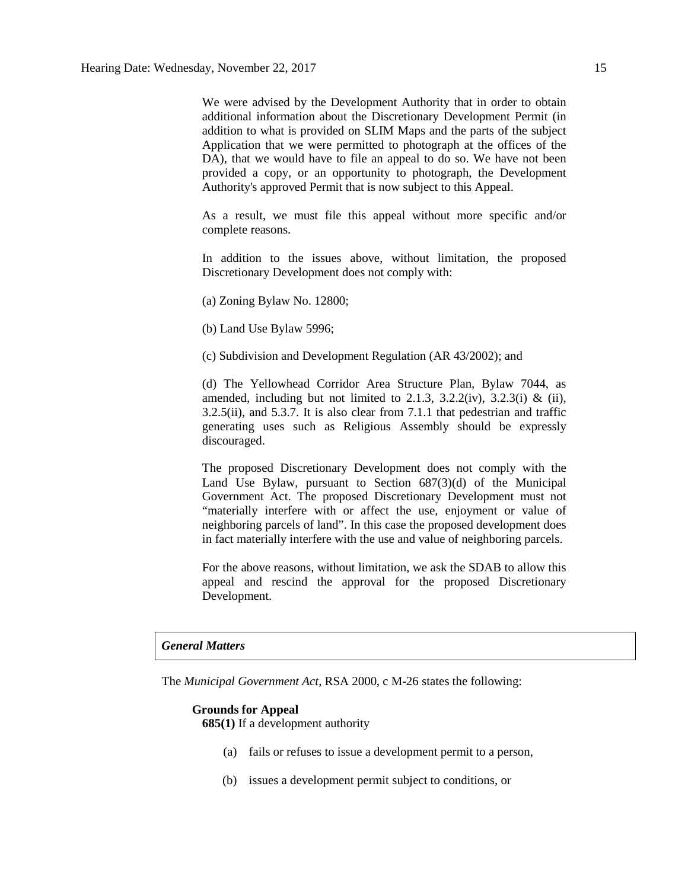We were advised by the Development Authority that in order to obtain additional information about the Discretionary Development Permit (in addition to what is provided on SLIM Maps and the parts of the subject Application that we were permitted to photograph at the offices of the DA), that we would have to file an appeal to do so. We have not been provided a copy, or an opportunity to photograph, the Development Authority's approved Permit that is now subject to this Appeal.

As a result, we must file this appeal without more specific and/or complete reasons.

In addition to the issues above, without limitation, the proposed Discretionary Development does not comply with:

(a) Zoning Bylaw No. 12800;

(b) Land Use Bylaw 5996;

(c) Subdivision and Development Regulation (AR 43/2002); and

(d) The Yellowhead Corridor Area Structure Plan, Bylaw 7044, as amended, including but not limited to 2.1.3, 3.2.2(iv), 3.2.3(i) & (ii), 3.2.5(ii), and 5.3.7. It is also clear from 7.1.1 that pedestrian and traffic generating uses such as Religious Assembly should be expressly discouraged.

The proposed Discretionary Development does not comply with the Land Use Bylaw, pursuant to Section 687(3)(d) of the Municipal Government Act. The proposed Discretionary Development must not "materially interfere with or affect the use, enjoyment or value of neighboring parcels of land". In this case the proposed development does in fact materially interfere with the use and value of neighboring parcels.

For the above reasons, without limitation, we ask the SDAB to allow this appeal and rescind the approval for the proposed Discretionary Development.

***General Matters***

The *Municipal Government Act*, RSA 2000, c M-26 states the following:

**Grounds for Appeal**

**685(1)** If a development authority

(a) fails or refuses to issue a development permit to a person,

(b) issues a development permit subject to conditions, or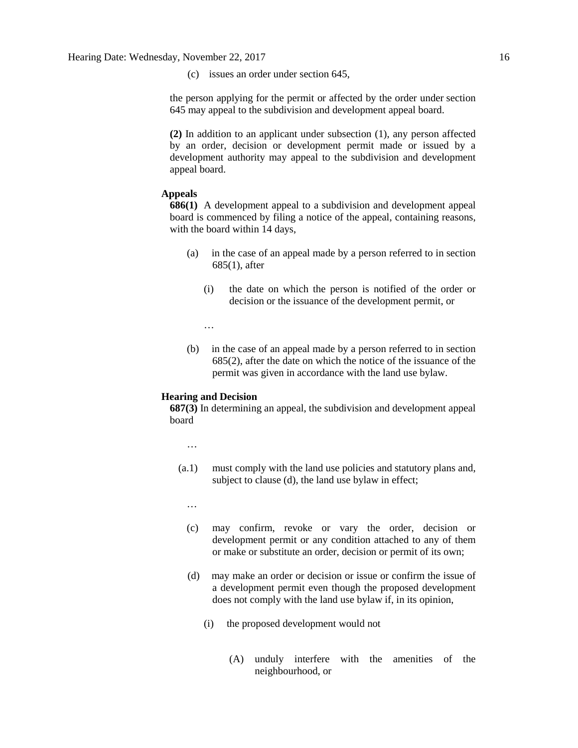(c) issues an order under section 645,

the person applying for the permit or affected by the order under section 645 may appeal to the subdivision and development appeal board.

**(2)** In addition to an applicant under subsection (1), any person affected by an order, decision or development permit made or issued by a development authority may appeal to the subdivision and development appeal board.

**Appeals**

**686(1)** A development appeal to a subdivision and development appeal board is commenced by filing a notice of the appeal, containing reasons, with the board within 14 days,

(a) in the case of an appeal made by a person referred to in section 685(1), after

(i) the date on which the person is notified of the order or decision or the issuance of the development permit, or

…

(b) in the case of an appeal made by a person referred to in section 685(2), after the date on which the notice of the issuance of the permit was given in accordance with the land use bylaw.

**Hearing and Decision**

**687(3)** In determining an appeal, the subdivision and development appeal board

…

(a.1) must comply with the land use policies and statutory plans and, subject to clause (d), the land use bylaw in effect;

…

(c) may confirm, revoke or vary the order, decision or development permit or any condition attached to any of them or make or substitute an order, decision or permit of its own;

(d) may make an order or decision or issue or confirm the issue of a development permit even though the proposed development does not comply with the land use bylaw if, in its opinion,

(i) the proposed development would not

(A) unduly interfere with the amenities of the neighbourhood, or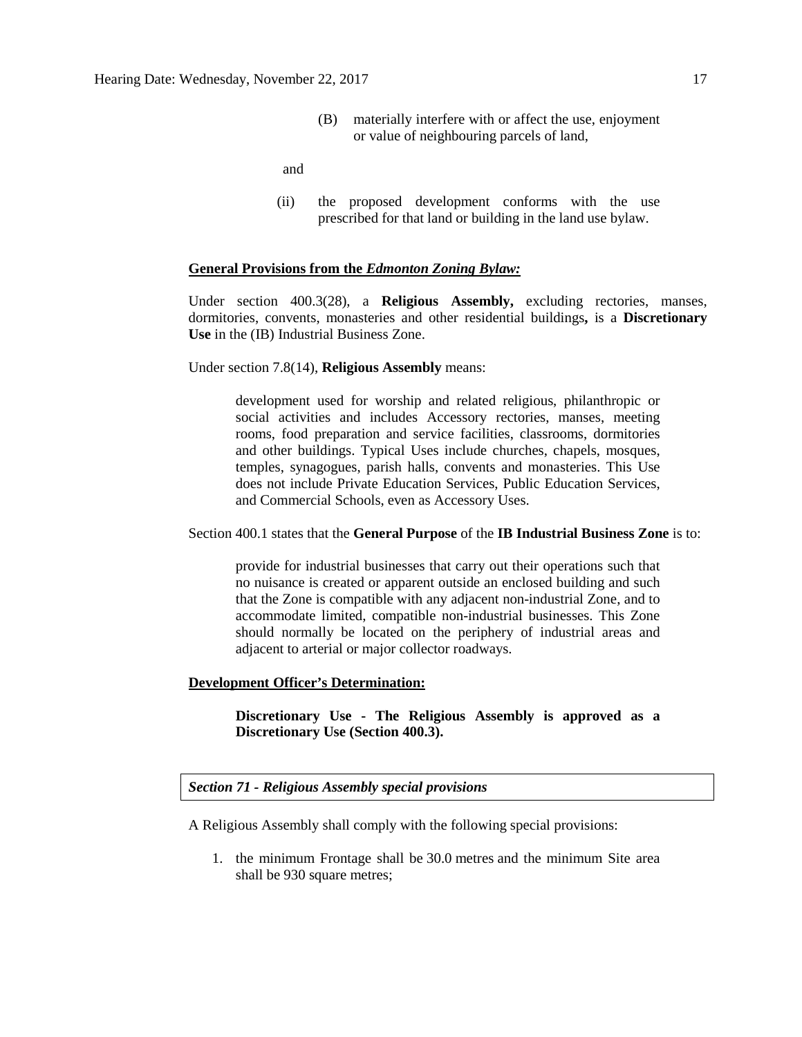(B) materially interfere with or affect the use, enjoyment or value of neighbouring parcels of land,

and

(ii) the proposed development conforms with the use prescribed for that land or building in the land use bylaw.

**General Provisions from the *Edmonton Zoning Bylaw:***

Under section 400.3(28), a **Religious Assembly,** excluding rectories, manses, dormitories, convents, monasteries and other residential buildings**,** is a **Discretionary Use** in the (IB) Industrial Business Zone.

Under section 7.8(14), **Religious Assembly** means:

> development used for worship and related religious, philanthropic or social activities and includes Accessory rectories, manses, meeting rooms, food preparation and service facilities, classrooms, dormitories and other buildings. Typical Uses include churches, chapels, mosques, temples, synagogues, parish halls, convents and monasteries. This Use does not include Private Education Services, Public Education Services, and Commercial Schools, even as Accessory Uses.

Section 400.1 states that the **General Purpose** of the **IB Industrial Business Zone** is to:

> provide for industrial businesses that carry out their operations such that no nuisance is created or apparent outside an enclosed building and such that the Zone is compatible with any adjacent non-industrial Zone, and to accommodate limited, compatible non-industrial businesses. This Zone should normally be located on the periphery of industrial areas and adjacent to arterial or major collector roadways.

**Development Officer's Determination:**

> **Discretionary Use - The Religious Assembly is approved as a Discretionary Use (Section 400.3).**

***Section 71 - Religious Assembly special provisions***

A Religious Assembly shall comply with the following special provisions:

1. the minimum Frontage shall be 30.0 metres and the minimum Site area shall be 930 square metres;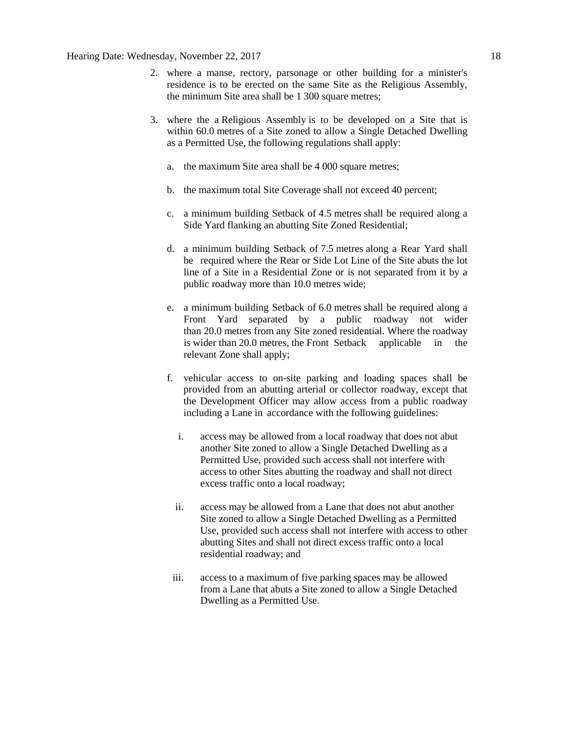2. where a manse, rectory, parsonage or other building for a minister's residence is to be erected on the same Site as the Religious Assembly, the minimum Site area shall be 1 300 square metres;

3. where the a Religious Assembly is to be developed on a Site that is within 60.0 metres of a Site zoned to allow a Single Detached Dwelling as a Permitted Use, the following regulations shall apply:

   a. the maximum Site area shall be 4 000 square metres;

   b. the maximum total Site Coverage shall not exceed 40 percent;

   c. a minimum building Setback of 4.5 metres shall be required along a Side Yard flanking an abutting Site Zoned Residential;

   d. a minimum building Setback of 7.5 metres along a Rear Yard shall be required where the Rear or Side Lot Line of the Site abuts the lot line of a Site in a Residential Zone or is not separated from it by a public roadway more than 10.0 metres wide;

   e. a minimum building Setback of 6.0 metres shall be required along a Front Yard separated by a public roadway not wider than 20.0 metres from any Site zoned residential. Where the roadway is wider than 20.0 metres, the Front Setback applicable in the relevant Zone shall apply;

   f. vehicular access to on-site parking and loading spaces shall be provided from an abutting arterial or collector roadway, except that the Development Officer may allow access from a public roadway including a Lane in accordance with the following guidelines:

      i. access may be allowed from a local roadway that does not abut another Site zoned to allow a Single Detached Dwelling as a Permitted Use, provided such access shall not interfere with access to other Sites abutting the roadway and shall not direct excess traffic onto a local roadway;

      ii. access may be allowed from a Lane that does not abut another Site zoned to allow a Single Detached Dwelling as a Permitted Use, provided such access shall not interfere with access to other abutting Sites and shall not direct excess traffic onto a local residential roadway; and

      iii. access to a maximum of five parking spaces may be allowed from a Lane that abuts a Site zoned to allow a Single Detached Dwelling as a Permitted Use.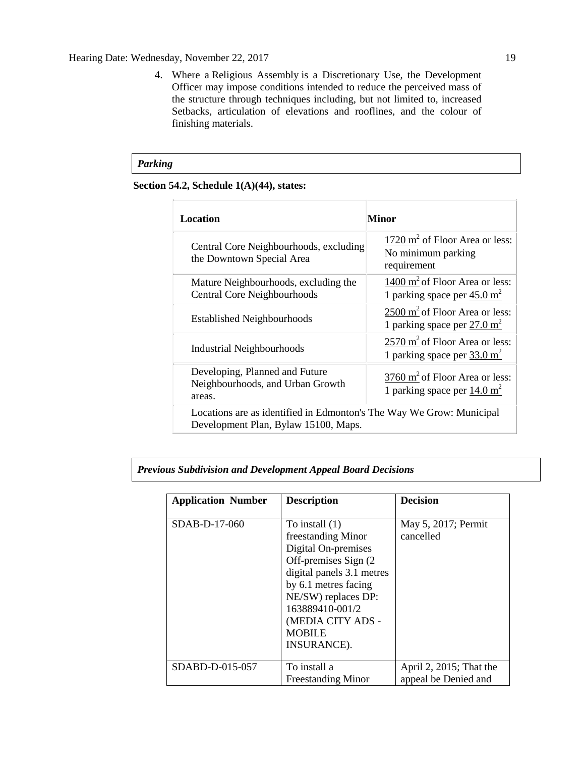4. Where a Religious Assembly is a Discretionary Use, the Development Officer may impose conditions intended to reduce the perceived mass of the structure through techniques including, but not limited to, increased Setbacks, articulation of elevations and rooflines, and the colour of finishing materials.

***Parking***

**Section 54.2, Schedule 1(A)(44), states:**

| **Location** | **Minor** |
|---|---|
| Central Core Neighbourhoods, excluding the Downtown Special Area | 1720 $m^2$ of Floor Area or less: No minimum parking requirement |
| Mature Neighbourhoods, excluding the Central Core Neighbourhoods | 1400 $m^2$ of Floor Area or less: 1 parking space per 45.0 $m^2$ |
| Established Neighbourhoods | 2500 $m^2$ of Floor Area or less: 1 parking space per 27.0 $m^2$ |
| Industrial Neighbourhoods | 2570 $m^2$ of Floor Area or less: 1 parking space per 33.0 $m^2$ |
| Developing, Planned and Future Neighbourhoods, and Urban Growth areas. | 3760 $m^2$ of Floor Area or less: 1 parking space per 14.0 $m^2$ |
| Locations are as identified in Edmonton's The Way We Grow: Municipal Development Plan, Bylaw 15100, Maps. | |

***Previous Subdivision and Development Appeal Board Decisions***

| **Application Number** | **Description** | **Decision** |
|---|---|---|
| SDAB-D-17-060 | To install (1) freestanding Minor Digital On-premises Off-premises Sign (2 digital panels 3.1 metres by 6.1 metres facing NE/SW) replaces DP: 163889410-001/2 (MEDIA CITY ADS - MOBILE INSURANCE). | May 5, 2017; Permit cancelled |
| SDABD-D-015-057 | To install a Freestanding Minor | April 2, 2015; That the appeal be Denied and |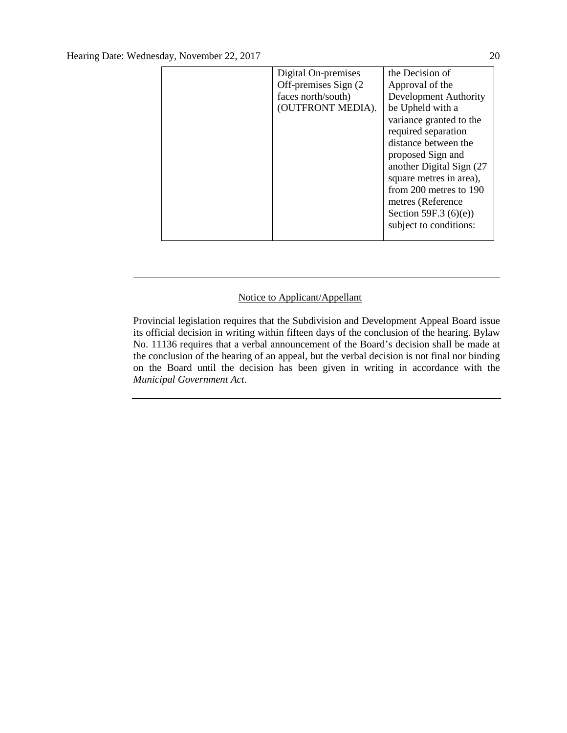| | | |
|---|---|---|
| | Digital On-premises Off-premises Sign (2 faces north/south) (OUTFRONT MEDIA). | the Decision of Approval of the Development Authority be Upheld with a variance granted to the required separation distance between the proposed Sign and another Digital Sign (27 square metres in area), from 200 metres to 190 metres (Reference Section 59F.3 (6)(e)) subject to conditions: |

---

Notice to Applicant/Appellant

Provincial legislation requires that the Subdivision and Development Appeal Board issue its official decision in writing within fifteen days of the conclusion of the hearing. Bylaw No. 11136 requires that a verbal announcement of the Board's decision shall be made at the conclusion of the hearing of an appeal, but the verbal decision is not final nor binding on the Board until the decision has been given in writing in accordance with the *Municipal Government Act*.

---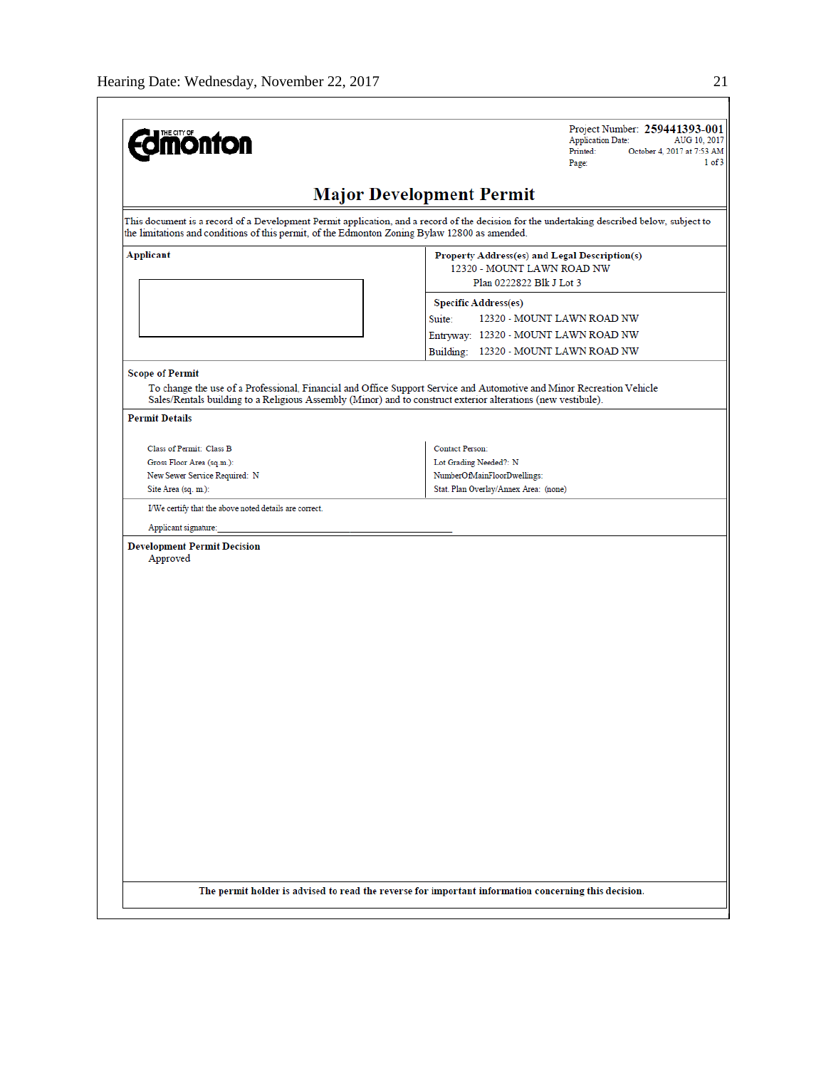THE CITY OF **Edmonton**

Project Number: **259441393-001**
Application Date: AUG 10, 2017
Printed: October 4, 2017 at 7:53 AM
Page: 1 of 3

# Major Development Permit

This document is a record of a Development Permit application, and a record of the decision for the undertaking described below, subject to the limitations and conditions of this permit, of the Edmonton Zoning Bylaw 12800 as amended.

**Applicant**

**Property Address(es) and Legal Description(s)**
12320 - MOUNT LAWN ROAD NW
Plan 0222822 Blk J Lot 3

**Specific Address(es)**
Suite: 12320 - MOUNT LAWN ROAD NW
Entryway: 12320 - MOUNT LAWN ROAD NW
Building: 12320 - MOUNT LAWN ROAD NW

**Scope of Permit**

To change the use of a Professional, Financial and Office Support Service and Automotive and Minor Recreation Vehicle Sales/Rentals building to a Religious Assembly (Minor) and to construct exterior alterations (new vestibule).

**Permit Details**

| | |
|---|---|
| Class of Permit: Class B | Contact Person: |
| Gross Floor Area (sq.m.): | Lot Grading Needed?: N |
| New Sewer Service Required: N | NumberOfMainFloorDwellings: |
| Site Area (sq. m.): | Stat. Plan Overlay/Annex Area: (none) |

I/We certify that the above noted details are correct.

Applicant signature:___________________________

**Development Permit Decision**

Approved

**The permit holder is advised to read the reverse for important information concerning this decision.**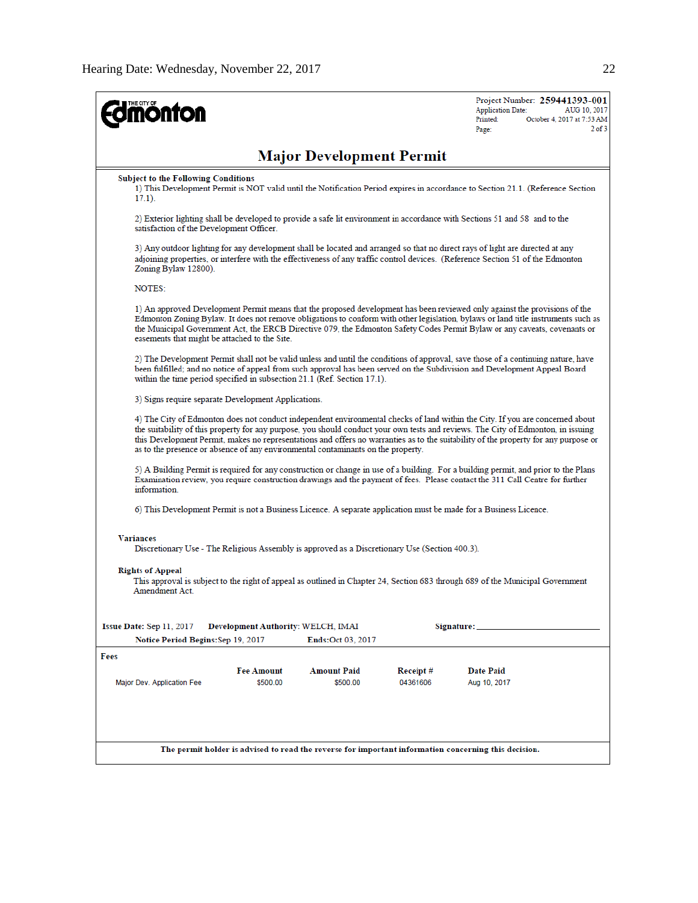THE CITY OF **Edmonton**

Project Number: **259441393-001**
Application Date: AUG 10, 2017
Printed: October 4, 2017 at 7:53 AM
Page: 2 of 3

# Major Development Permit

**Subject to the Following Conditions**

1) This Development Permit is NOT valid until the Notification Period expires in accordance to Section 21.1. (Reference Section 17.1).

2) Exterior lighting shall be developed to provide a safe lit environment in accordance with Sections 51 and 58 and to the satisfaction of the Development Officer.

3) Any outdoor lighting for any development shall be located and arranged so that no direct rays of light are directed at any adjoining properties, or interfere with the effectiveness of any traffic control devices. (Reference Section 51 of the Edmonton Zoning Bylaw 12800).

NOTES:

1) An approved Development Permit means that the proposed development has been reviewed only against the provisions of the Edmonton Zoning Bylaw. It does not remove obligations to conform with other legislation, bylaws or land title instruments such as the Municipal Government Act, the ERCB Directive 079, the Edmonton Safety Codes Permit Bylaw or any caveats, covenants or easements that might be attached to the Site.

2) The Development Permit shall not be valid unless and until the conditions of approval, save those of a continuing nature, have been fulfilled; and no notice of appeal from such approval has been served on the Subdivision and Development Appeal Board within the time period specified in subsection 21.1 (Ref. Section 17.1).

3) Signs require separate Development Applications.

4) The City of Edmonton does not conduct independent environmental checks of land within the City. If you are concerned about the suitability of this property for any purpose, you should conduct your own tests and reviews. The City of Edmonton, in issuing this Development Permit, makes no representations and offers no warranties as to the suitability of the property for any purpose or as to the presence or absence of any environmental contaminants on the property.

5) A Building Permit is required for any construction or change in use of a building. For a building permit, and prior to the Plans Examination review, you require construction drawings and the payment of fees. Please contact the 311 Call Centre for further information.

6) This Development Permit is not a Business Licence. A separate application must be made for a Business Licence.

**Variances**

Discretionary Use - The Religious Assembly is approved as a Discretionary Use (Section 400.3).

**Rights of Appeal**

This approval is subject to the right of appeal as outlined in Chapter 24, Section 683 through 689 of the Municipal Government Amendment Act.

**Issue Date:** Sep 11, 2017 **Development Authority:** WELCH, IMAI **Signature:** ____________________

**Notice Period Begins:** Sep 19, 2017 **Ends:** Oct 03, 2017

**Fees**

| | Fee Amount | Amount Paid | Receipt # | Date Paid |
|---|---|---|---|---|
| Major Dev. Application Fee | $500.00 | $500.00 | 04361606 | Aug 10, 2017 |

**The permit holder is advised to read the reverse for important information concerning this decision.**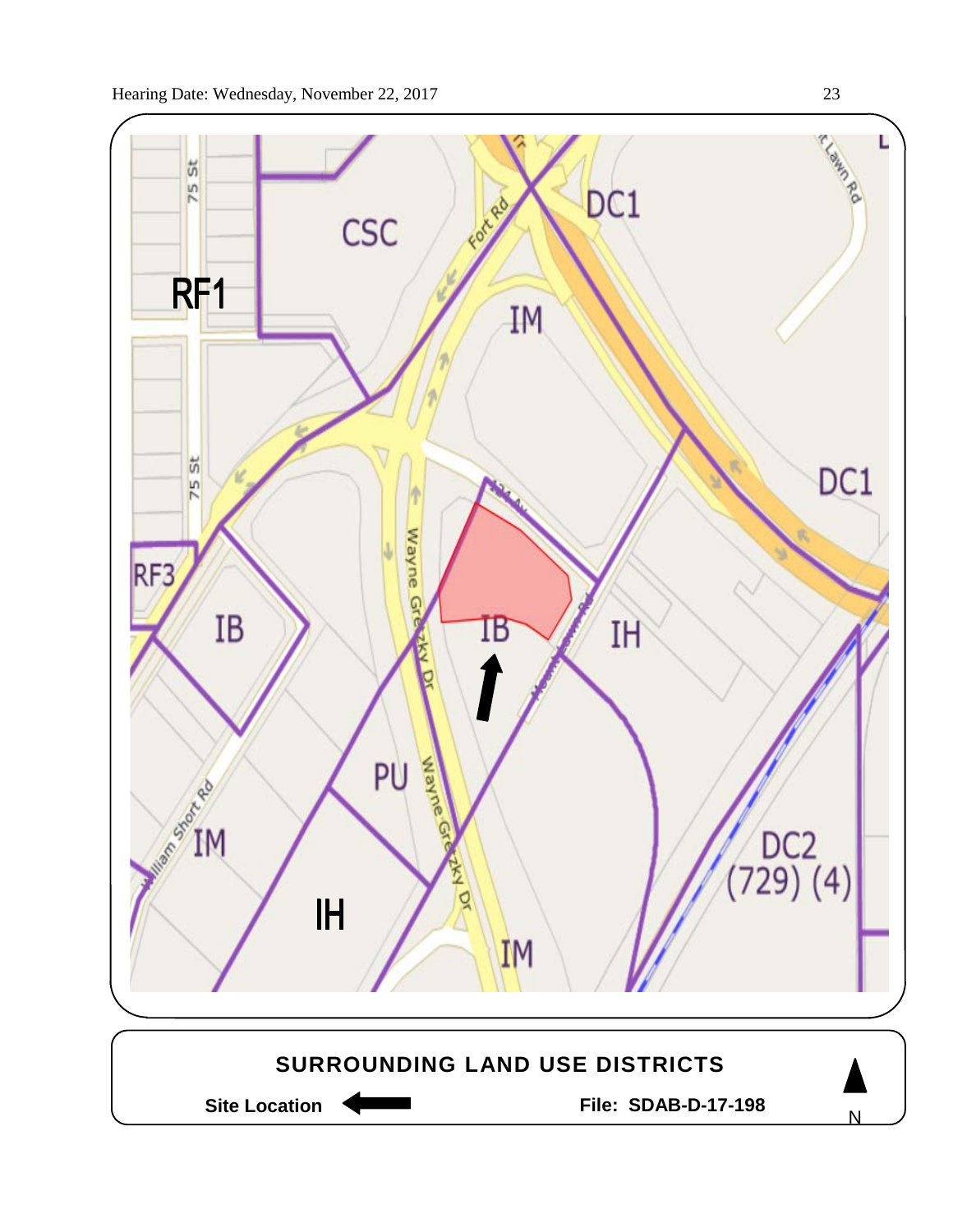CSC

DC1

RF1

IM

DC1

RF3

IB

IB

IH

PU

IM

IH

IM

DC2
(729) (4)

75 St

75 St

Fort Rd

Wayne Gretzky Dr

Wayne Gretzky Dr

William Short Rd

Meadowlark Rd

124 Av

## SURROUNDING LAND USE DISTRICTS

**Site Location** ⟵ **File: SDAB-D-17-198**

N